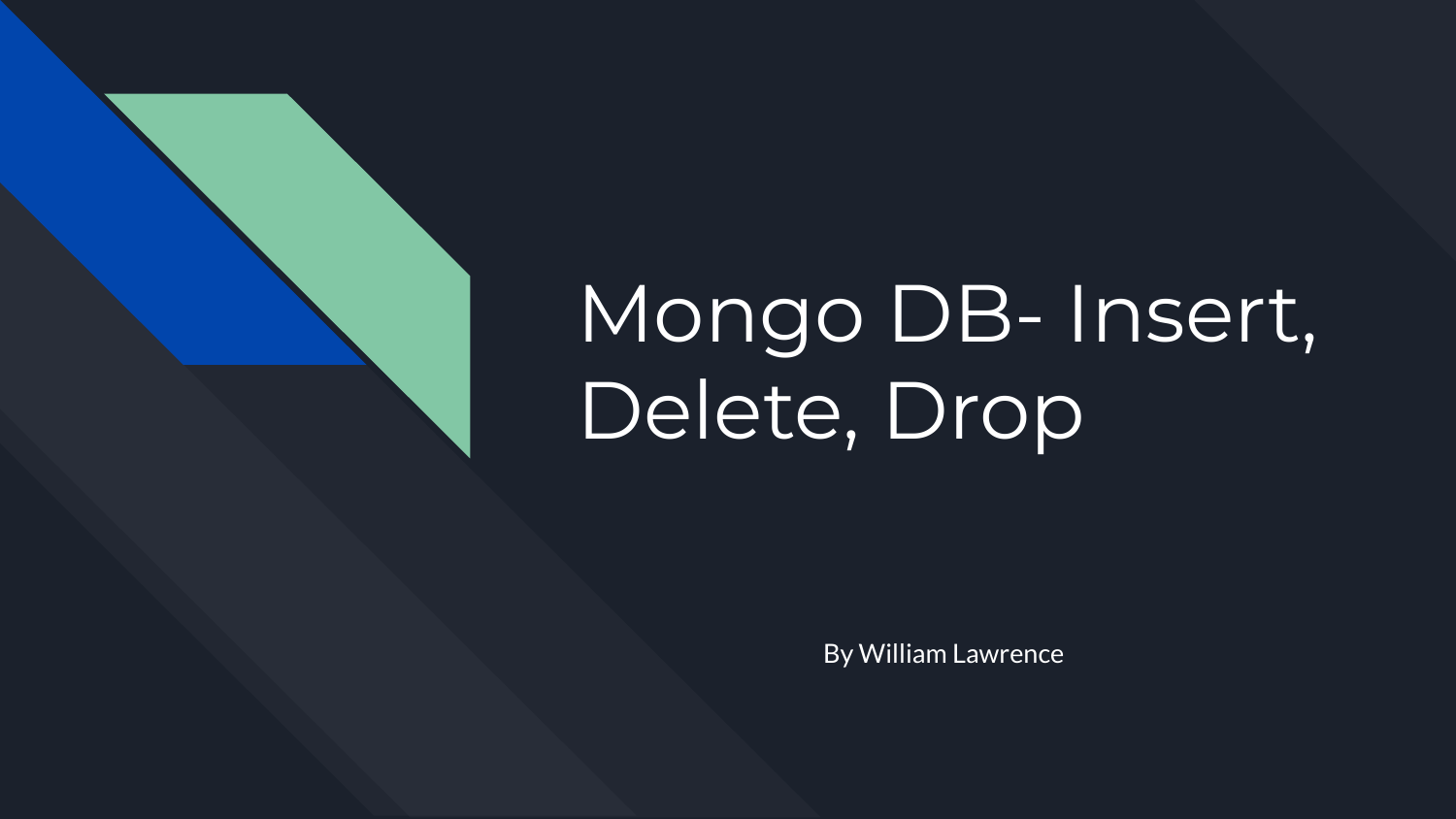# Mongo DB- Insert, Delete, Drop

By William Lawrence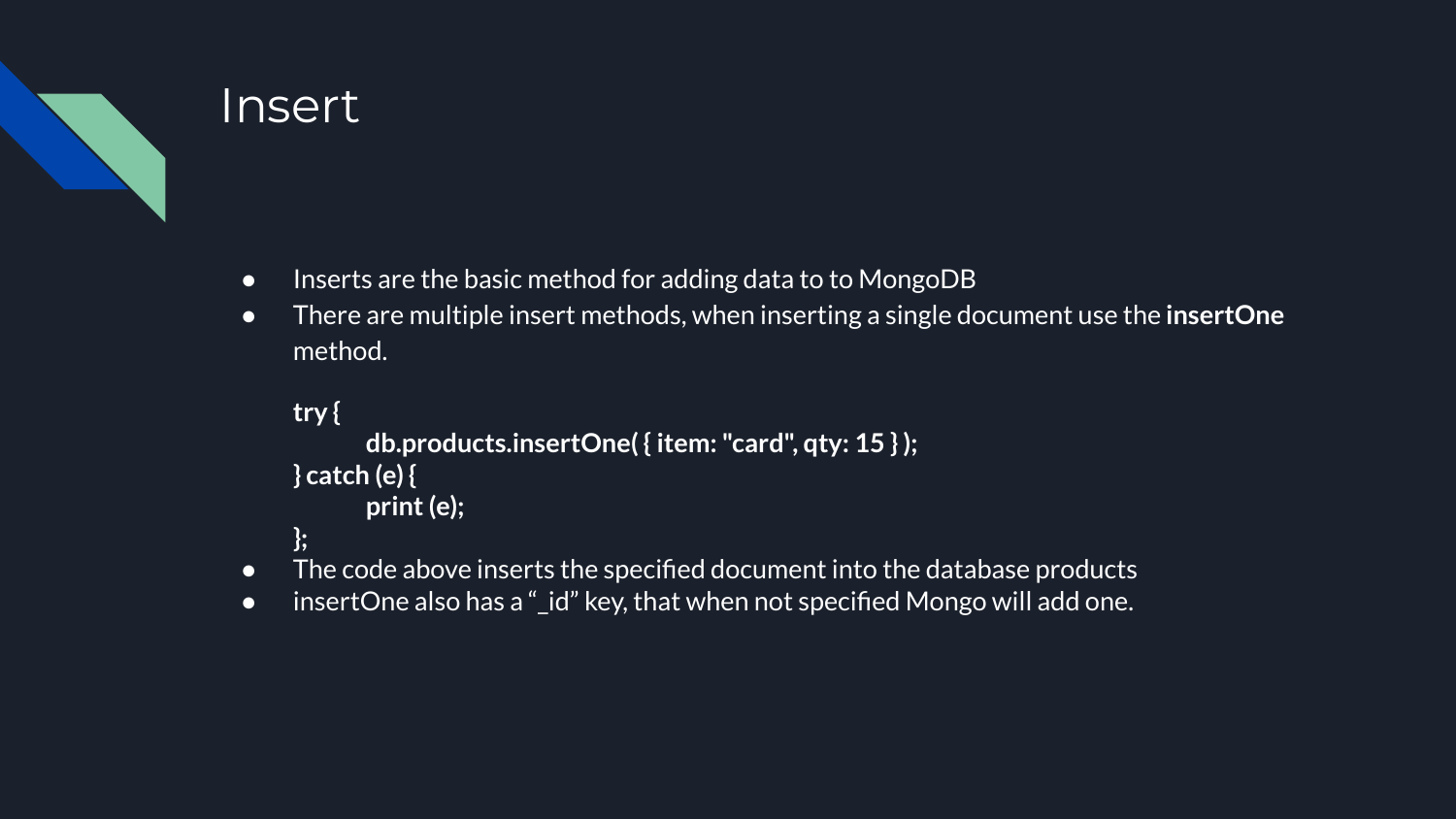# Insert

- Inserts are the basic method for adding data to to MongoDB
- There are multiple insert methods, when inserting a single document use the **insertOne** method.

```
try {
        db.products.insertOne( { item: "card", qty: 15 } );
} catch (e) {
        print (e);
};
```

- The code above inserts the specified document into the database products
- insertOne also has a "_id" key, that when not specified Mongo will add one.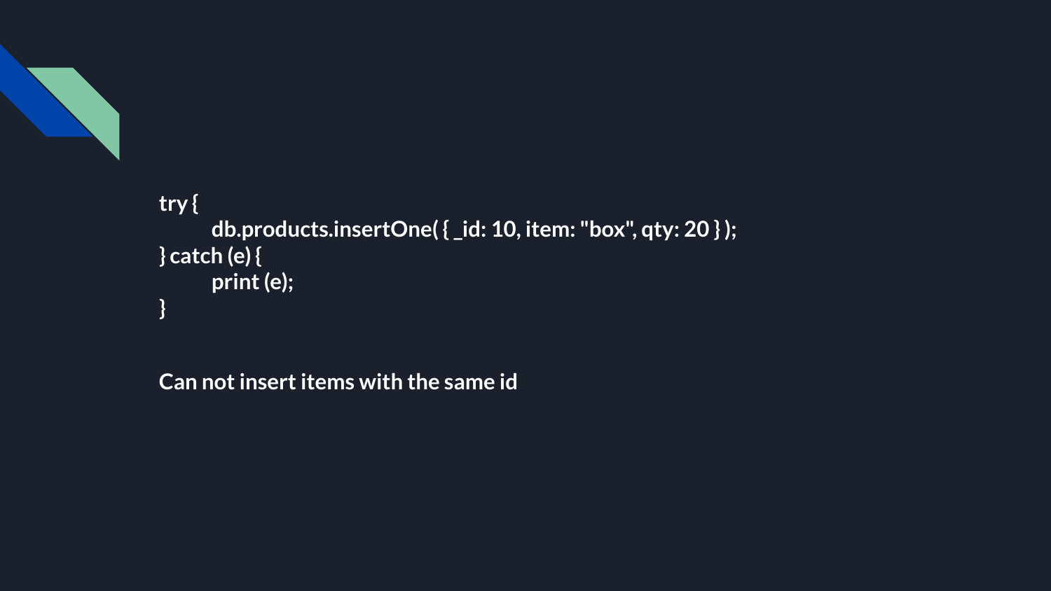```
try {
        db.products.insertOne( { _id: 10, item: "box", qty: 20 } );
} catch (e) {
        print (e);
}
```

**Can not insert items with the same id**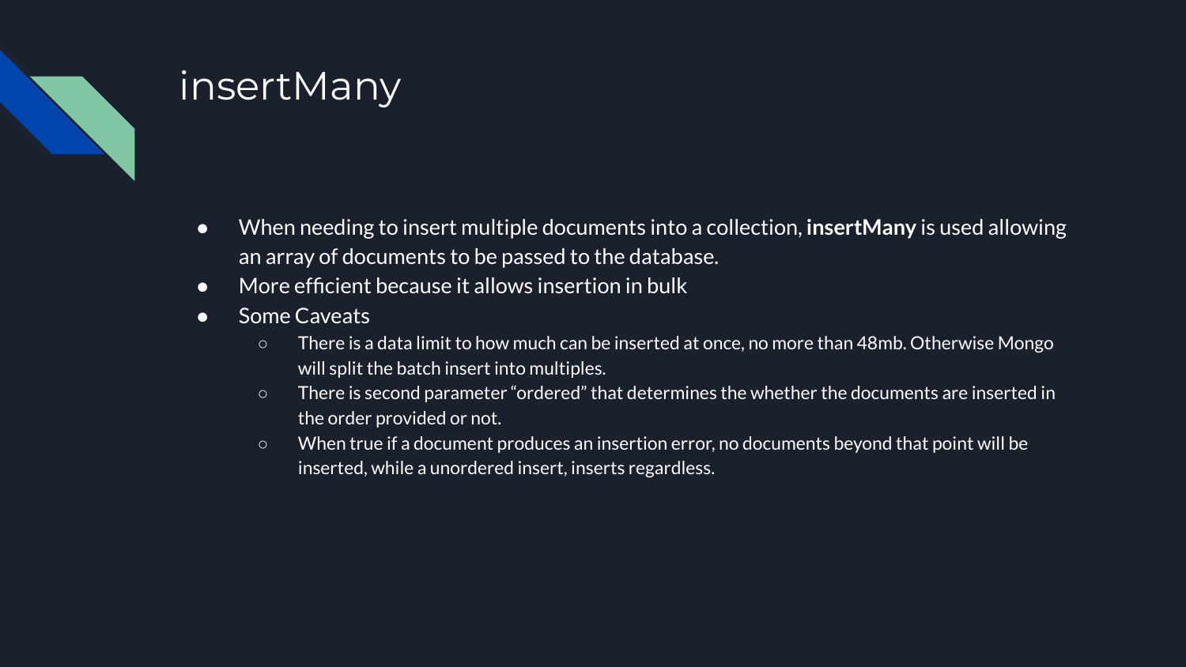# insertMany

- When needing to insert multiple documents into a collection, **insertMany** is used allowing an array of documents to be passed to the database.
- More efficient because it allows insertion in bulk
- Some Caveats
  - There is a data limit to how much can be inserted at once, no more than 48mb. Otherwise Mongo will split the batch insert into multiples.
  - There is second parameter “ordered” that determines the whether the documents are inserted in the order provided or not.
  - When true if a document produces an insertion error, no documents beyond that point will be inserted, while a unordered insert, inserts regardless.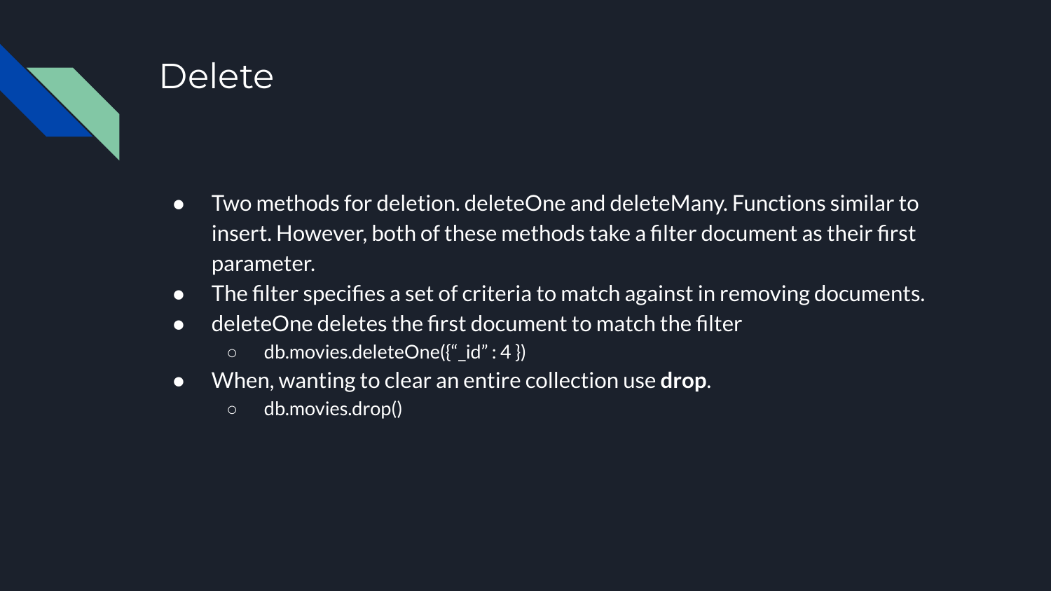# Delete

- Two methods for deletion. deleteOne and deleteMany. Functions similar to insert. However, both of these methods take a filter document as their first parameter.
- The filter specifies a set of criteria to match against in removing documents.
- deleteOne deletes the first document to match the filter
  - db.movies.deleteOne({"_id" : 4 })
- When, wanting to clear an entire collection use **drop**.
  - db.movies.drop()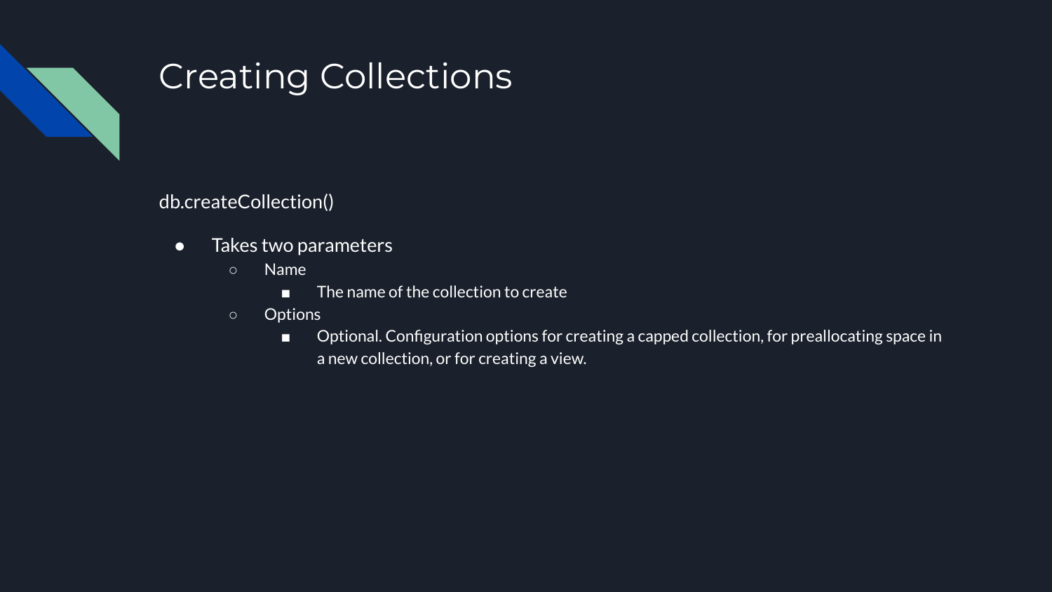# Creating Collections

db.createCollection()

- Takes two parameters
  - Name
    - The name of the collection to create
  - Options
    - Optional. Configuration options for creating a capped collection, for preallocating space in a new collection, or for creating a view.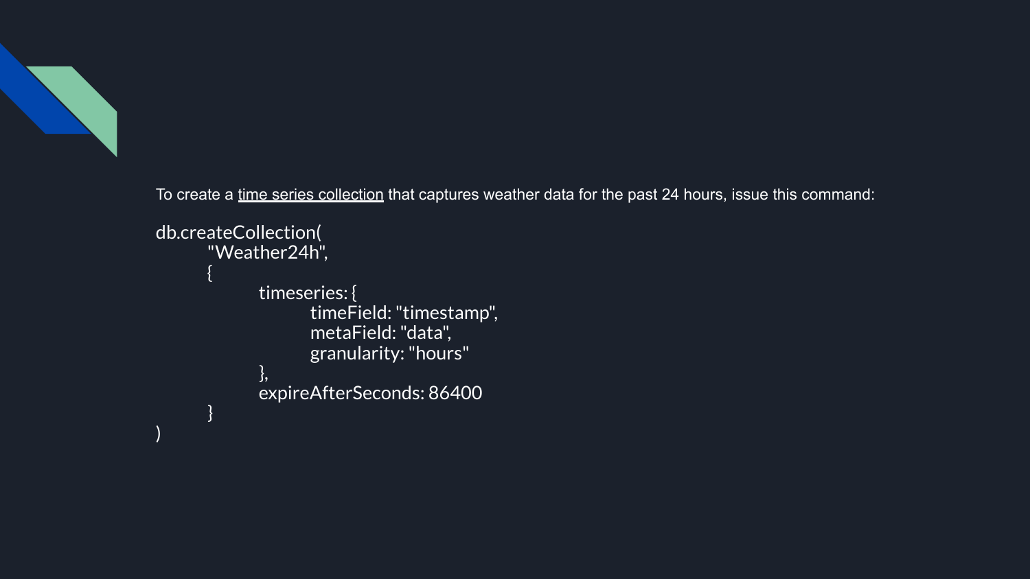To create a time series collection that captures weather data for the past 24 hours, issue this command:

```
db.createCollection(
    "Weather24h",
    {
        timeseries: {
            timeField: "timestamp",
            metaField: "data",
            granularity: "hours"
        },
        expireAfterSeconds: 86400
    }
)
```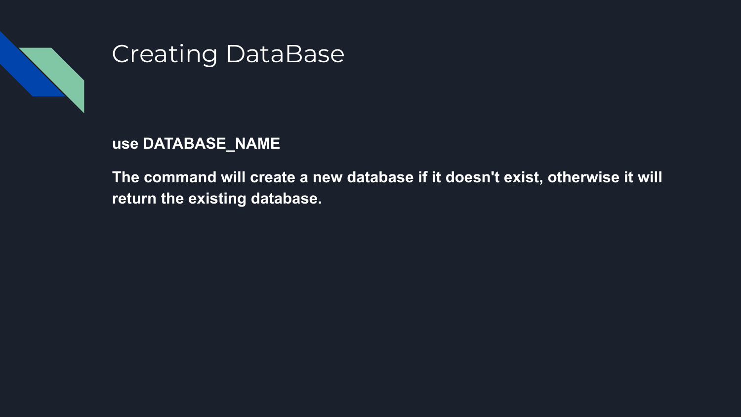# Creating DataBase

**use DATABASE_NAME**

**The command will create a new database if it doesn't exist, otherwise it will return the existing database.**